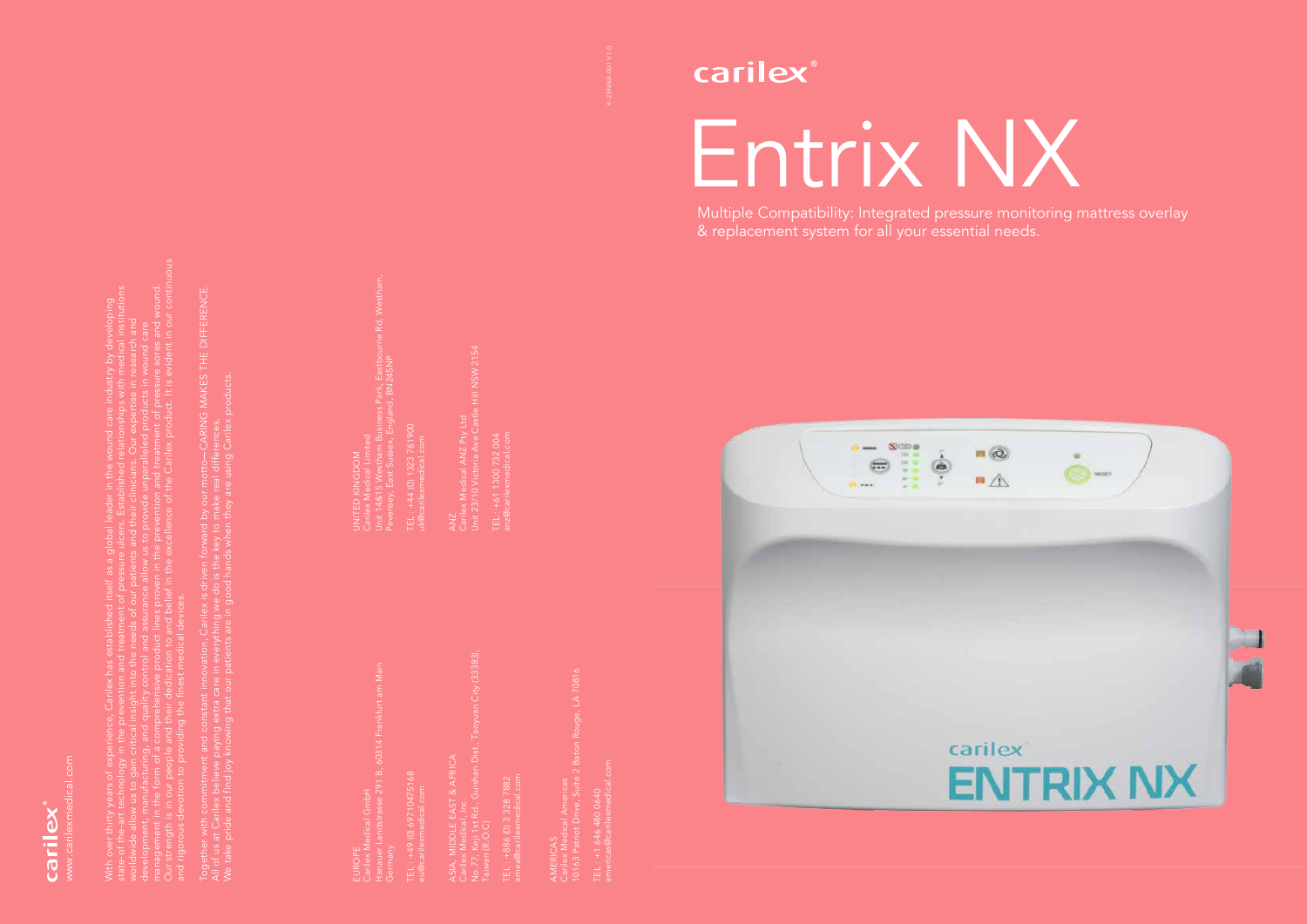# carilex®

# Entrix NX

Multiple Compatibility: Integrated pressure monitoring mattress overlay & replacement system for all your essential needs.

carilex®

www.carilexmedical.com

With over thirty years of experience, Carilex has established itself as a global leader in the wound care industry by developing state-of-the-art technology in the prevention and treatment of pressure ulcers. Established relationships with medical institutions worldwide allow us to gain critical insight into the needs of our patients and their clinicians. Our expertise in research and development, manufacturing, and quality control and assurance allow us to provide unparalleled products in wound care management in the form of a comprehensive product lines proven in the prevention and treatment of pressure sores and wound. Our strength is in our people and their dedication to and belief in the excellence of the Carilex product. It is evident in our continuous and rigorous devotion to providing the finest medical devices.

Together with commitment and constant innovation, Carilex is driven forward by our motto—CARING MAKES THE DIFFERENCE. All of us at Carilex believe paying extra care in everything we do is the key to make real differences. We take pride and find joy knowing that our patients are in good hands when they are using Carilex products.

EUROPE
Carilex Medical GmbH
Hanauer Landstrasse 291 B, 60314 Frankfurt am Main
Germany

TEL: +49 (0) 69710475168
eu@carilexmedical.com

ASIA, MIDDLE EAST & AFRICA
Carilex Medical Inc.
No.77, Keji 1st Rd., Guishan Dist., Taoyuan City (33383),
Taiwan (R.O.C)

TEL: +886 (0) 3 328 7882
amea@carilexmedical.com

AMERICAS
Carilex Medical Americas
10163 Patriot Drive, Suite 2 Baton Rouge, LA 70816

TEL: +1 646 480 0640
americas@carilexmedical.com

UNITED KINGDOM
Carilex Medical Limited
Unit 14&15 Westham Business Park, Eastbourne Rd, Westham,
Pevensey, East Sussex, England, BN245NP

TEL: +44 (0) 1323 761900
uk@carilexmedical.com

ANZ
Carilex Medical ANZ Pty Ltd
Unit 23/10 Victoria Ave Castle Hill NSW 2154

TEL: +61 1300 732 004
anz@carilexmedical.com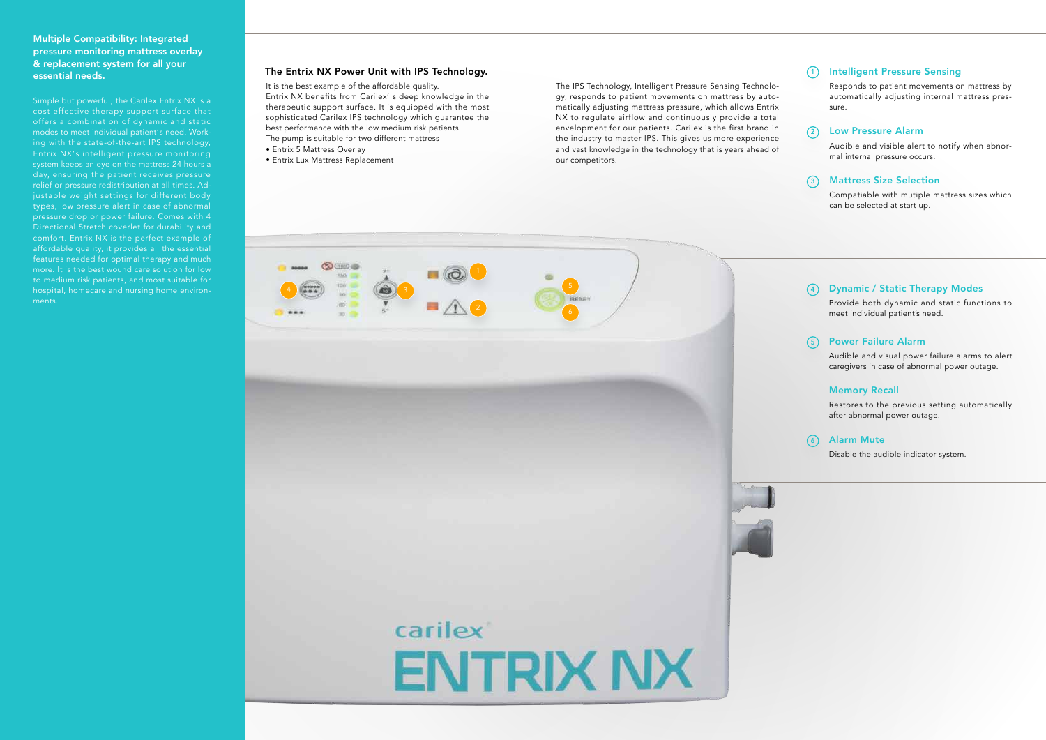## Multiple Compatibility: Integrated pressure monitoring mattress overlay & replacement system for all your essential needs.

Simple but powerful, the Carilex Entrix NX is a cost effective therapy support surface that offers a combination of dynamic and static modes to meet individual patient's need. Working with the state-of-the-art IPS technology, Entrix NX's intelligent pressure monitoring system keeps an eye on the mattress 24 hours a day, ensuring the patient receives pressure relief or pressure redistribution at all times. Adjustable weight settings for different body types, low pressure alert in case of abnormal pressure drop or power failure. Comes with 4 Directional Stretch coverlet for durability and comfort. Entrix NX is the perfect example of affordable quality, it provides all the essential features needed for optimal therapy and much more. It is the best wound care solution for low to medium risk patients, and most suitable for hospital, homecare and nursing home environments.

### The Entrix NX Power Unit with IPS Technology.

It is the best example of the affordable quality.
Entrix NX benefits from Carilex' s deep knowledge in the therapeutic support surface. It is equipped with the most sophisticated Carilex IPS technology which guarantee the best performance with the low medium risk patients.
The pump is suitable for two different mattress

- Entrix 5 Mattress Overlay
- Entrix Lux Mattress Replacement

The IPS Technology, Intelligent Pressure Sensing Technology, responds to patient movements on mattress by automatically adjusting mattress pressure, which allows Entrix NX to regulate airflow and continuously provide a total envelopment for our patients. Carilex is the first brand in the industry to master IPS. This gives us more experience and vast knowledge in the technology that is years ahead of our competitors.

### 1 Intelligent Pressure Sensing

Responds to patient movements on mattress by automatically adjusting internal mattress pressure.

### 2 Low Pressure Alarm

Audible and visible alert to notify when abnormal internal pressure occurs.

### 3 Mattress Size Selection

Compatiable with mutiple mattress sizes which can be selected at start up.

### 4 Dynamic / Static Therapy Modes

Provide both dynamic and static functions to meet individual patient's need.

### 5 Power Failure Alarm

Audible and visual power failure alarms to alert caregivers in case of abnormal power outage.

### Memory Recall

Restores to the previous setting automatically after abnormal power outage.

### 6 Alarm Mute

Disable the audible indicator system.

carilex
ENTRIX NX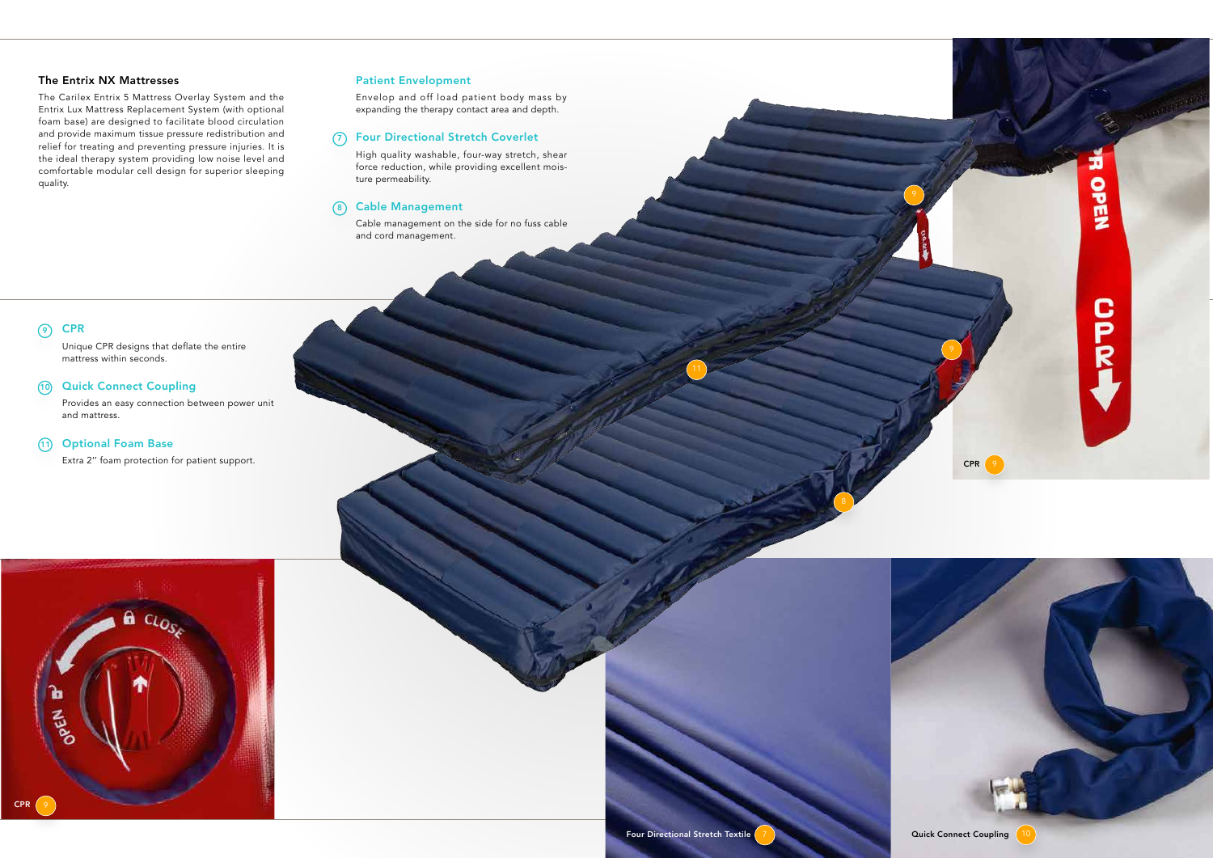### The Entrix NX Mattresses

The Carilex Entrix 5 Mattress Overlay System and the Entrix Lux Mattress Replacement System (with optional foam base) are designed to facilitate blood circulation and provide maximum tissue pressure redistribution and relief for treating and preventing pressure injuries. It is the ideal therapy system providing low noise level and comfortable modular cell design for superior sleeping quality.

### Patient Envelopment

Envelop and off load patient body mass by expanding the therapy contact area and depth.

### 7 Four Directional Stretch Coverlet

High quality washable, four-way stretch, shear force reduction, while providing excellent moisture permeability.

### 8 Cable Management

Cable management on the side for no fuss cable and cord management.

### 9 CPR

Unique CPR designs that deflate the entire mattress within seconds.

### 10 Quick Connect Coupling

Provides an easy connection between power unit and mattress.

### 11 Optional Foam Base

Extra 2" foam protection for patient support.

CPR 9

CPR 9

Four Directional Stretch Textile 7

Quick Connect Coupling 10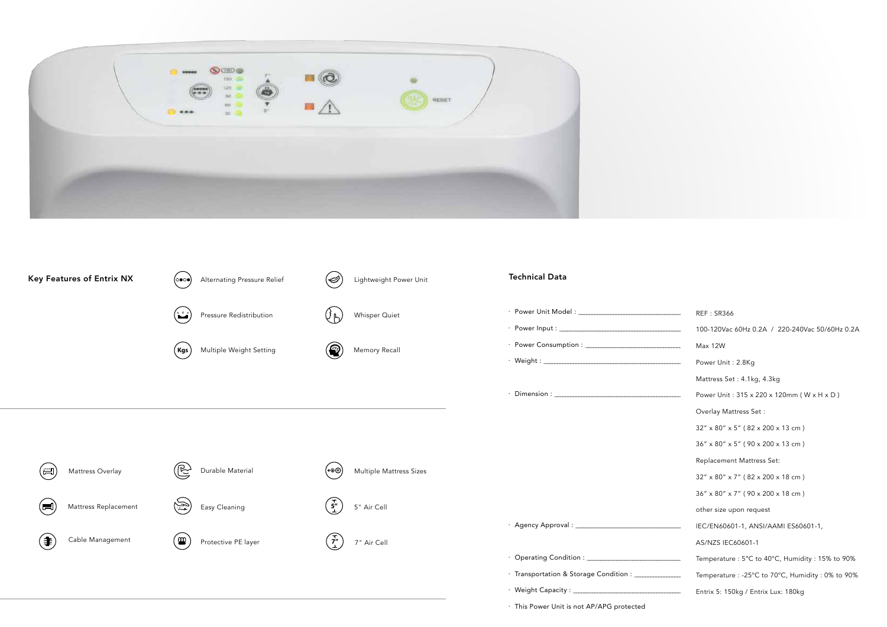## Key Features of Entrix NX

- Alternating Pressure Relief
- Pressure Redistribution
- Multiple Weight Setting
- Lightweight Power Unit
- Whisper Quiet
- Memory Recall

- Mattress Overlay
- Mattress Replacement
- Cable Management
- Durable Material
- Easy Cleaning
- Protective PE layer
- Multiple Mattress Sizes
- 5" Air Cell
- 7" Air Cell

## Technical Data

| | |
|---|---|
| Power Unit Model : | REF : SR366 |
| Power Input : | 100-120Vac 60Hz 0.2A / 220-240Vac 50/60Hz 0.2A |
| Power Consumption : | Max 12W |
| Weight : | Power Unit : 2.8Kg<br>Mattress Set : 4.1kg, 4.3kg |
| Dimension : | Power Unit : 315 x 220 x 120mm ( W x H x D )<br>Overlay Mattress Set :<br>32″ x 80″ x 5″ ( 82 x 200 x 13 cm )<br>36″ x 80″ x 5″ ( 90 x 200 x 13 cm )<br>Replacement Mattress Set:<br>32″ x 80″ x 7″ ( 82 x 200 x 18 cm )<br>36″ x 80″ x 7″ ( 90 x 200 x 18 cm )<br>other size upon request |
| Agency Approval : | IEC/EN60601-1, ANSI/AAMI ES60601-1,<br>AS/NZS IEC60601-1 |
| Operating Condition : | Temperature : 5°C to 40°C, Humidity : 15% to 90% |
| Transportation & Storage Condition : | Temperature : -25°C to 70°C, Humidity : 0% to 90% |
| Weight Capacity : | Entrix 5: 150kg / Entrix Lux: 180kg |

- This Power Unit is not AP/APG protected